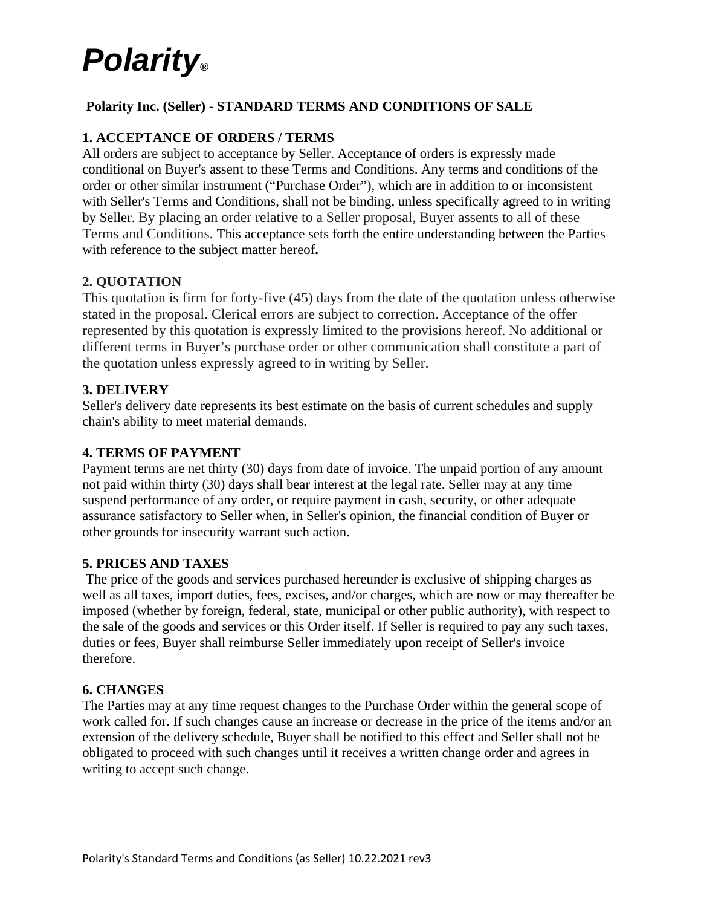# *Polarity*®

**Polarity Inc. (Seller) - STANDARD TERMS AND CONDITIONS OF SALE**

**1. ACCEPTANCE OF ORDERS / TERMS**

All orders are subject to acceptance by Seller. Acceptance of orders is expressly made conditional on Buyer's assent to these Terms and Conditions. Any terms and conditions of the order or other similar instrument ("Purchase Order"), which are in addition to or inconsistent with Seller's Terms and Conditions, shall not be binding, unless specifically agreed to in writing by Seller. By placing an order relative to a Seller proposal, Buyer assents to all of these Terms and Conditions. This acceptance sets forth the entire understanding between the Parties with reference to the subject matter hereof**.**

**2. QUOTATION**

This quotation is firm for forty-five (45) days from the date of the quotation unless otherwise stated in the proposal. Clerical errors are subject to correction. Acceptance of the offer represented by this quotation is expressly limited to the provisions hereof. No additional or different terms in Buyer's purchase order or other communication shall constitute a part of the quotation unless expressly agreed to in writing by Seller.

**3. DELIVERY**

Seller's delivery date represents its best estimate on the basis of current schedules and supply chain's ability to meet material demands.

**4. TERMS OF PAYMENT**

Payment terms are net thirty (30) days from date of invoice. The unpaid portion of any amount not paid within thirty (30) days shall bear interest at the legal rate. Seller may at any time suspend performance of any order, or require payment in cash, security, or other adequate assurance satisfactory to Seller when, in Seller's opinion, the financial condition of Buyer or other grounds for insecurity warrant such action.

**5. PRICES AND TAXES**

The price of the goods and services purchased hereunder is exclusive of shipping charges as well as all taxes, import duties, fees, excises, and/or charges, which are now or may thereafter be imposed (whether by foreign, federal, state, municipal or other public authority), with respect to the sale of the goods and services or this Order itself. If Seller is required to pay any such taxes, duties or fees, Buyer shall reimburse Seller immediately upon receipt of Seller's invoice therefore.

**6. CHANGES**

The Parties may at any time request changes to the Purchase Order within the general scope of work called for. If such changes cause an increase or decrease in the price of the items and/or an extension of the delivery schedule, Buyer shall be notified to this effect and Seller shall not be obligated to proceed with such changes until it receives a written change order and agrees in writing to accept such change.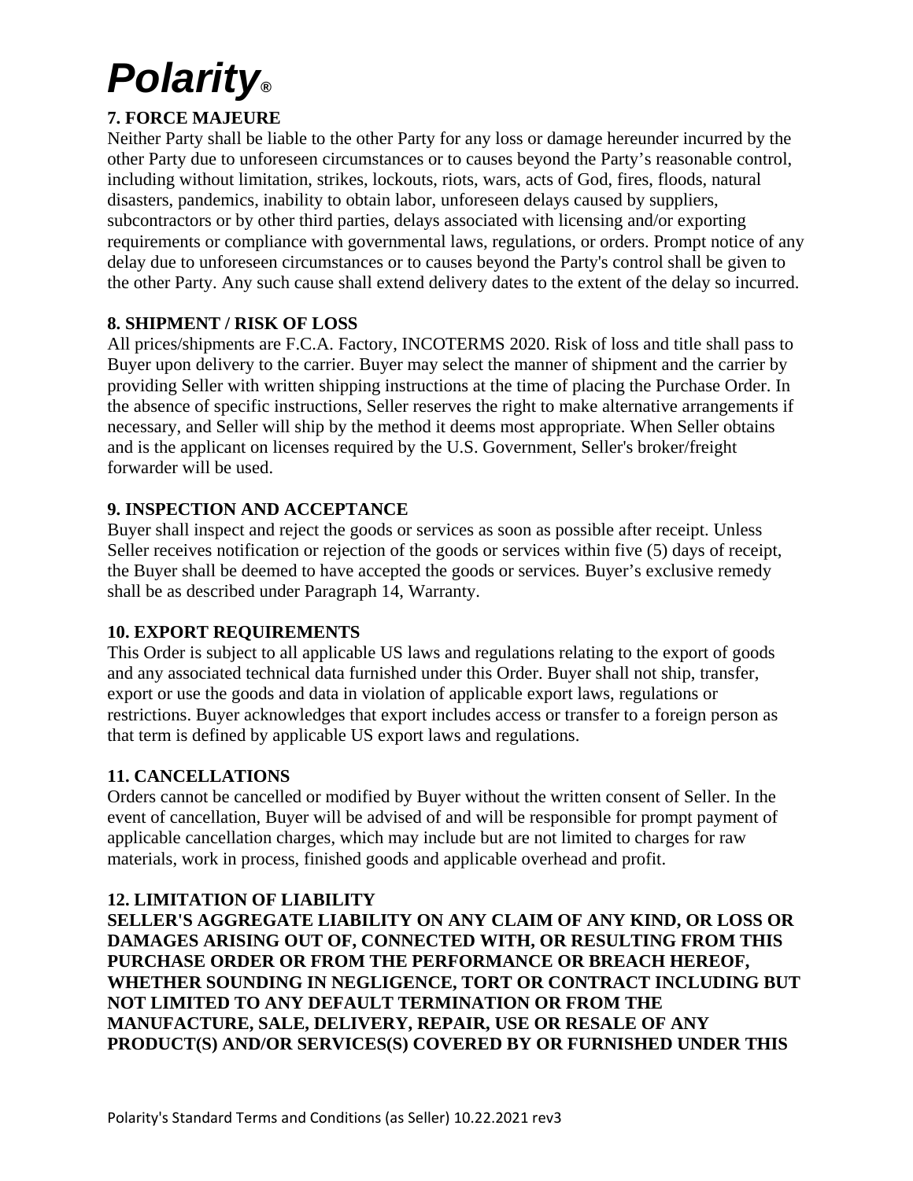**Polarity®**

**7. FORCE MAJEURE**

Neither Party shall be liable to the other Party for any loss or damage hereunder incurred by the other Party due to unforeseen circumstances or to causes beyond the Party's reasonable control, including without limitation, strikes, lockouts, riots, wars, acts of God, fires, floods, natural disasters, pandemics, inability to obtain labor, unforeseen delays caused by suppliers, subcontractors or by other third parties, delays associated with licensing and/or exporting requirements or compliance with governmental laws, regulations, or orders. Prompt notice of any delay due to unforeseen circumstances or to causes beyond the Party's control shall be given to the other Party. Any such cause shall extend delivery dates to the extent of the delay so incurred.

**8. SHIPMENT / RISK OF LOSS**

All prices/shipments are F.C.A. Factory, INCOTERMS 2020. Risk of loss and title shall pass to Buyer upon delivery to the carrier. Buyer may select the manner of shipment and the carrier by providing Seller with written shipping instructions at the time of placing the Purchase Order. In the absence of specific instructions, Seller reserves the right to make alternative arrangements if necessary, and Seller will ship by the method it deems most appropriate. When Seller obtains and is the applicant on licenses required by the U.S. Government, Seller's broker/freight forwarder will be used.

**9. INSPECTION AND ACCEPTANCE**

Buyer shall inspect and reject the goods or services as soon as possible after receipt. Unless Seller receives notification or rejection of the goods or services within five (5) days of receipt, the Buyer shall be deemed to have accepted the goods or services. Buyer's exclusive remedy shall be as described under Paragraph 14, Warranty.

**10. EXPORT REQUIREMENTS**

This Order is subject to all applicable US laws and regulations relating to the export of goods and any associated technical data furnished under this Order. Buyer shall not ship, transfer, export or use the goods and data in violation of applicable export laws, regulations or restrictions. Buyer acknowledges that export includes access or transfer to a foreign person as that term is defined by applicable US export laws and regulations.

**11. CANCELLATIONS**

Orders cannot be cancelled or modified by Buyer without the written consent of Seller. In the event of cancellation, Buyer will be advised of and will be responsible for prompt payment of applicable cancellation charges, which may include but are not limited to charges for raw materials, work in process, finished goods and applicable overhead and profit.

**12. LIMITATION OF LIABILITY**

**SELLER'S AGGREGATE LIABILITY ON ANY CLAIM OF ANY KIND, OR LOSS OR DAMAGES ARISING OUT OF, CONNECTED WITH, OR RESULTING FROM THIS PURCHASE ORDER OR FROM THE PERFORMANCE OR BREACH HEREOF, WHETHER SOUNDING IN NEGLIGENCE, TORT OR CONTRACT INCLUDING BUT NOT LIMITED TO ANY DEFAULT TERMINATION OR FROM THE MANUFACTURE, SALE, DELIVERY, REPAIR, USE OR RESALE OF ANY PRODUCT(S) AND/OR SERVICES(S) COVERED BY OR FURNISHED UNDER THIS**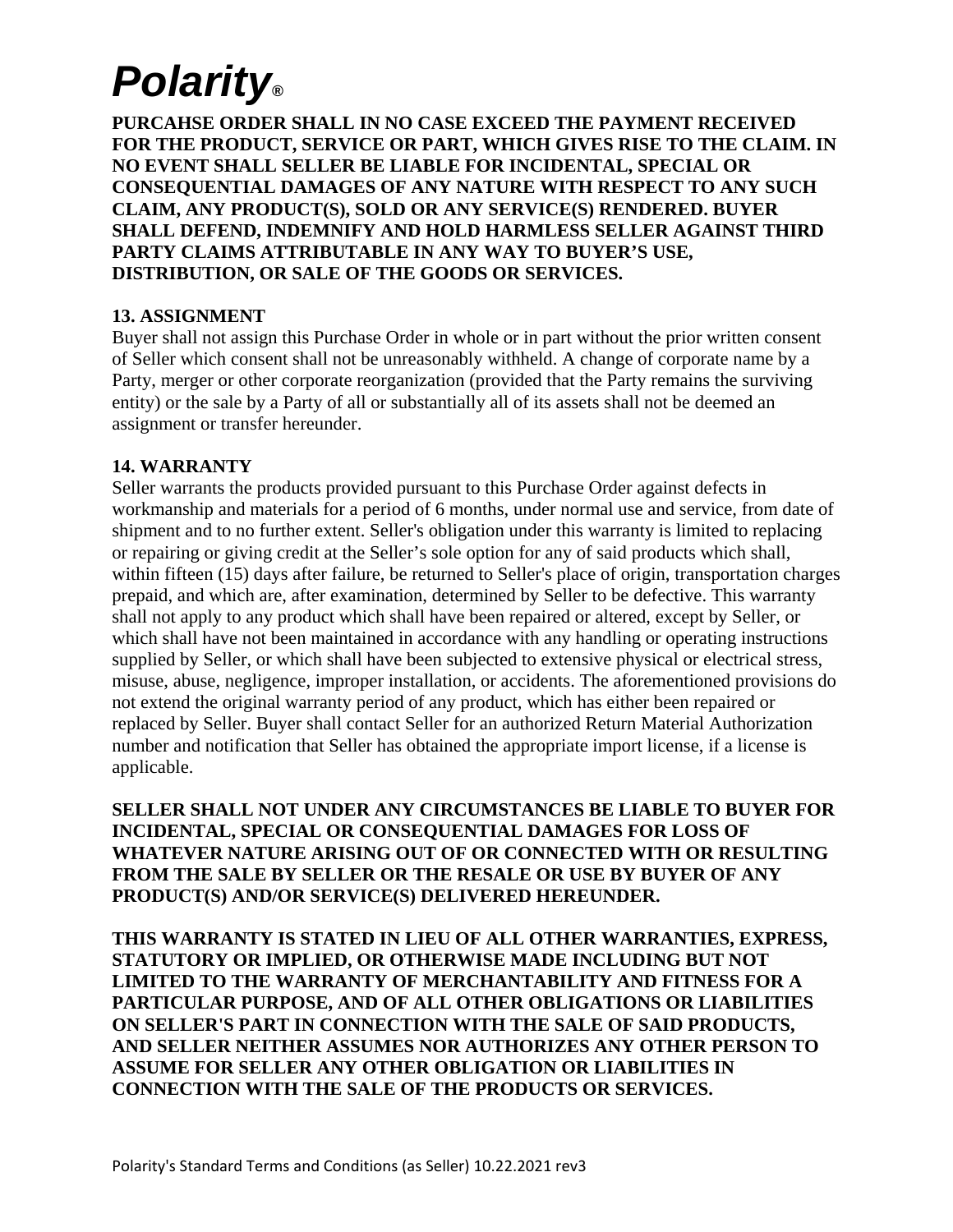**PURCAHSE ORDER SHALL IN NO CASE EXCEED THE PAYMENT RECEIVED FOR THE PRODUCT, SERVICE OR PART, WHICH GIVES RISE TO THE CLAIM. IN NO EVENT SHALL SELLER BE LIABLE FOR INCIDENTAL, SPECIAL OR CONSEQUENTIAL DAMAGES OF ANY NATURE WITH RESPECT TO ANY SUCH CLAIM, ANY PRODUCT(S), SOLD OR ANY SERVICE(S) RENDERED. BUYER SHALL DEFEND, INDEMNIFY AND HOLD HARMLESS SELLER AGAINST THIRD PARTY CLAIMS ATTRIBUTABLE IN ANY WAY TO BUYER'S USE, DISTRIBUTION, OR SALE OF THE GOODS OR SERVICES.**

**13. ASSIGNMENT**

Buyer shall not assign this Purchase Order in whole or in part without the prior written consent of Seller which consent shall not be unreasonably withheld. A change of corporate name by a Party, merger or other corporate reorganization (provided that the Party remains the surviving entity) or the sale by a Party of all or substantially all of its assets shall not be deemed an assignment or transfer hereunder.

**14. WARRANTY**

Seller warrants the products provided pursuant to this Purchase Order against defects in workmanship and materials for a period of 6 months, under normal use and service, from date of shipment and to no further extent. Seller's obligation under this warranty is limited to replacing or repairing or giving credit at the Seller's sole option for any of said products which shall, within fifteen (15) days after failure, be returned to Seller's place of origin, transportation charges prepaid, and which are, after examination, determined by Seller to be defective. This warranty shall not apply to any product which shall have been repaired or altered, except by Seller, or which shall have not been maintained in accordance with any handling or operating instructions supplied by Seller, or which shall have been subjected to extensive physical or electrical stress, misuse, abuse, negligence, improper installation, or accidents. The aforementioned provisions do not extend the original warranty period of any product, which has either been repaired or replaced by Seller. Buyer shall contact Seller for an authorized Return Material Authorization number and notification that Seller has obtained the appropriate import license, if a license is applicable.

**SELLER SHALL NOT UNDER ANY CIRCUMSTANCES BE LIABLE TO BUYER FOR INCIDENTAL, SPECIAL OR CONSEQUENTIAL DAMAGES FOR LOSS OF WHATEVER NATURE ARISING OUT OF OR CONNECTED WITH OR RESULTING FROM THE SALE BY SELLER OR THE RESALE OR USE BY BUYER OF ANY PRODUCT(S) AND/OR SERVICE(S) DELIVERED HEREUNDER.**

**THIS WARRANTY IS STATED IN LIEU OF ALL OTHER WARRANTIES, EXPRESS, STATUTORY OR IMPLIED, OR OTHERWISE MADE INCLUDING BUT NOT LIMITED TO THE WARRANTY OF MERCHANTABILITY AND FITNESS FOR A PARTICULAR PURPOSE, AND OF ALL OTHER OBLIGATIONS OR LIABILITIES ON SELLER'S PART IN CONNECTION WITH THE SALE OF SAID PRODUCTS, AND SELLER NEITHER ASSUMES NOR AUTHORIZES ANY OTHER PERSON TO ASSUME FOR SELLER ANY OTHER OBLIGATION OR LIABILITIES IN CONNECTION WITH THE SALE OF THE PRODUCTS OR SERVICES.**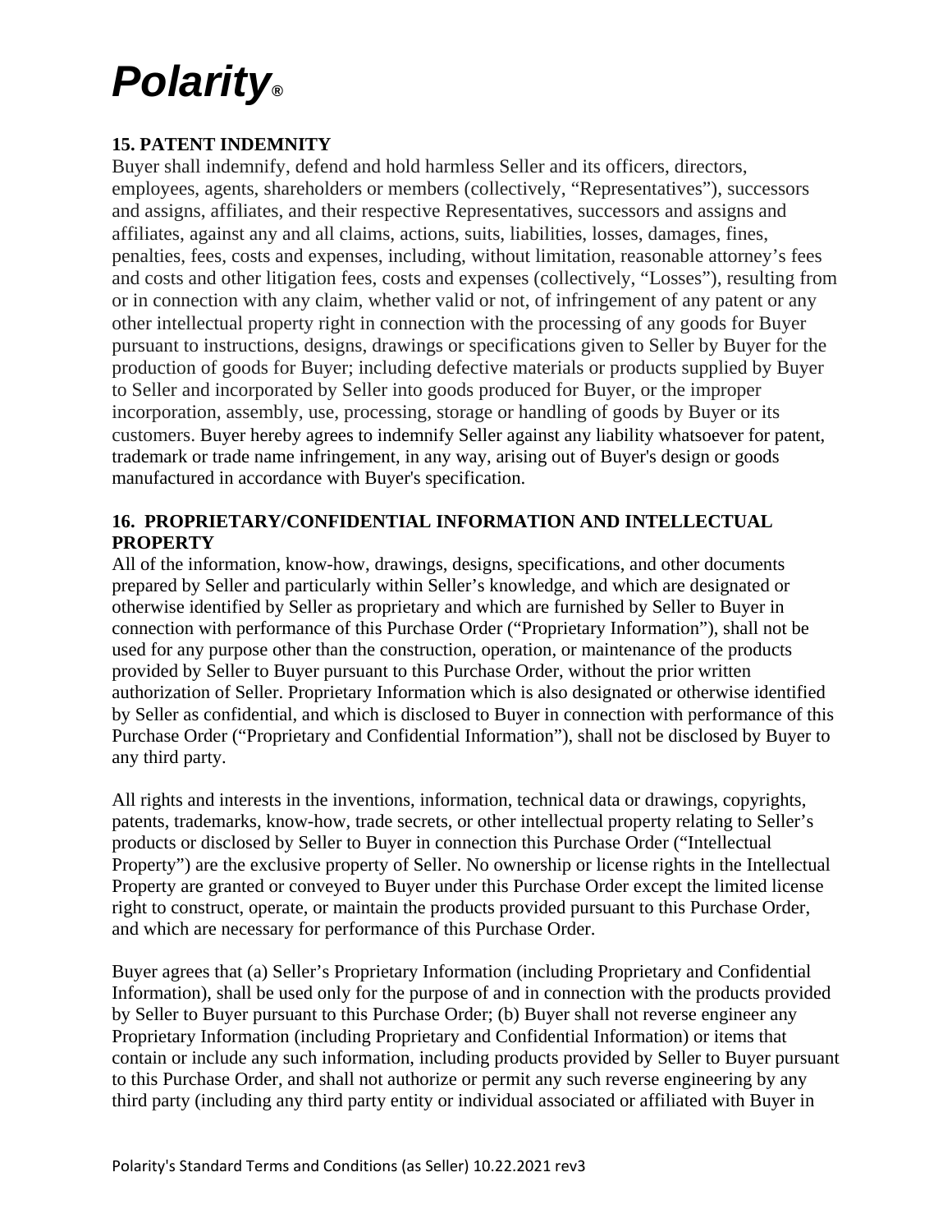# Polarity®

**15. PATENT INDEMNITY**

Buyer shall indemnify, defend and hold harmless Seller and its officers, directors, employees, agents, shareholders or members (collectively, "Representatives"), successors and assigns, affiliates, and their respective Representatives, successors and assigns and affiliates, against any and all claims, actions, suits, liabilities, losses, damages, fines, penalties, fees, costs and expenses, including, without limitation, reasonable attorney's fees and costs and other litigation fees, costs and expenses (collectively, "Losses"), resulting from or in connection with any claim, whether valid or not, of infringement of any patent or any other intellectual property right in connection with the processing of any goods for Buyer pursuant to instructions, designs, drawings or specifications given to Seller by Buyer for the production of goods for Buyer; including defective materials or products supplied by Buyer to Seller and incorporated by Seller into goods produced for Buyer, or the improper incorporation, assembly, use, processing, storage or handling of goods by Buyer or its customers. Buyer hereby agrees to indemnify Seller against any liability whatsoever for patent, trademark or trade name infringement, in any way, arising out of Buyer's design or goods manufactured in accordance with Buyer's specification.

**16. PROPRIETARY/CONFIDENTIAL INFORMATION AND INTELLECTUAL PROPERTY**

All of the information, know-how, drawings, designs, specifications, and other documents prepared by Seller and particularly within Seller's knowledge, and which are designated or otherwise identified by Seller as proprietary and which are furnished by Seller to Buyer in connection with performance of this Purchase Order ("Proprietary Information"), shall not be used for any purpose other than the construction, operation, or maintenance of the products provided by Seller to Buyer pursuant to this Purchase Order, without the prior written authorization of Seller. Proprietary Information which is also designated or otherwise identified by Seller as confidential, and which is disclosed to Buyer in connection with performance of this Purchase Order ("Proprietary and Confidential Information"), shall not be disclosed by Buyer to any third party.

All rights and interests in the inventions, information, technical data or drawings, copyrights, patents, trademarks, know-how, trade secrets, or other intellectual property relating to Seller's products or disclosed by Seller to Buyer in connection this Purchase Order ("Intellectual Property") are the exclusive property of Seller. No ownership or license rights in the Intellectual Property are granted or conveyed to Buyer under this Purchase Order except the limited license right to construct, operate, or maintain the products provided pursuant to this Purchase Order, and which are necessary for performance of this Purchase Order.

Buyer agrees that (a) Seller's Proprietary Information (including Proprietary and Confidential Information), shall be used only for the purpose of and in connection with the products provided by Seller to Buyer pursuant to this Purchase Order; (b) Buyer shall not reverse engineer any Proprietary Information (including Proprietary and Confidential Information) or items that contain or include any such information, including products provided by Seller to Buyer pursuant to this Purchase Order, and shall not authorize or permit any such reverse engineering by any third party (including any third party entity or individual associated or affiliated with Buyer in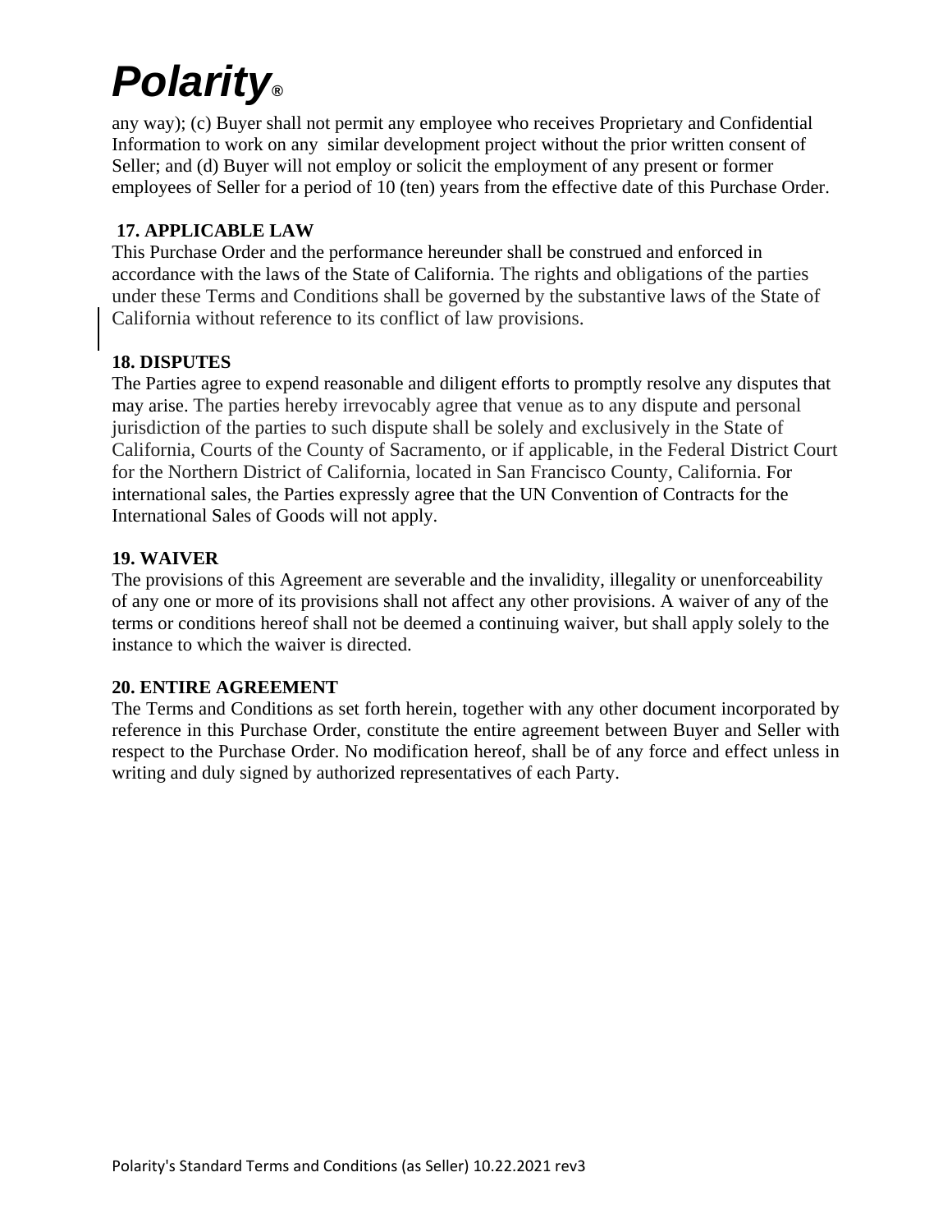any way); (c) Buyer shall not permit any employee who receives Proprietary and Confidential Information to work on any similar development project without the prior written consent of Seller; and (d) Buyer will not employ or solicit the employment of any present or former employees of Seller for a period of 10 (ten) years from the effective date of this Purchase Order.

**17. APPLICABLE LAW**

This Purchase Order and the performance hereunder shall be construed and enforced in accordance with the laws of the State of California. The rights and obligations of the parties under these Terms and Conditions shall be governed by the substantive laws of the State of California without reference to its conflict of law provisions.

**18. DISPUTES**

The Parties agree to expend reasonable and diligent efforts to promptly resolve any disputes that may arise. The parties hereby irrevocably agree that venue as to any dispute and personal jurisdiction of the parties to such dispute shall be solely and exclusively in the State of California, Courts of the County of Sacramento, or if applicable, in the Federal District Court for the Northern District of California, located in San Francisco County, California. For international sales, the Parties expressly agree that the UN Convention of Contracts for the International Sales of Goods will not apply.

**19. WAIVER**

The provisions of this Agreement are severable and the invalidity, illegality or unenforceability of any one or more of its provisions shall not affect any other provisions. A waiver of any of the terms or conditions hereof shall not be deemed a continuing waiver, but shall apply solely to the instance to which the waiver is directed.

**20. ENTIRE AGREEMENT**

The Terms and Conditions as set forth herein, together with any other document incorporated by reference in this Purchase Order, constitute the entire agreement between Buyer and Seller with respect to the Purchase Order. No modification hereof, shall be of any force and effect unless in writing and duly signed by authorized representatives of each Party.